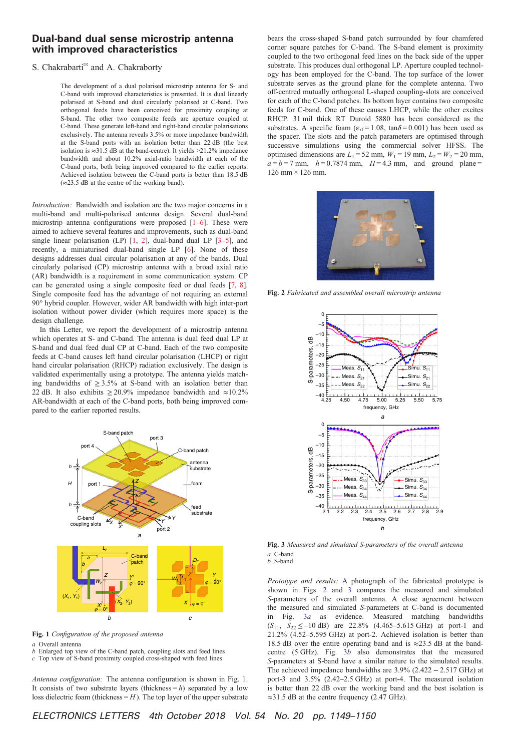# Dual-band dual sense microstrip antenna with improved characteristics

S. Chakrabarti and A. Chakraborty

The development of a dual polarised microstrip antenna for S- and C-band with improved characteristics is presented. It is dual linearly polarised at S-band and dual circularly polarised at C-band. Two orthogonal feeds have been conceived for proximity coupling at S-band. The other two composite feeds are aperture coupled at C-band. These generate left-hand and right-hand circular polarisations exclusively. The antenna reveals 3.5% or more impedance bandwidth at the S-band ports with an isolation better than 22 dB (the best isolation is ≈31.5 dB at the band-centre). It yields >21.2% impedance bandwidth and about 10.2% axial-ratio bandwidth at each of the C-band ports, both being improved compared to the earlier reports. Achieved isolation between the C-band ports is better than 18.5 dB (≈23.5 dB at the centre of the working band).

*Introduction:* Bandwidth and isolation are the two major concerns in a multi-band and multi-polarised antenna design. Several dual-band microstrip antenna configurations were proposed [1–6]. These were aimed to achieve several features and improvements, such as dual-band single linear polarisation (LP) [1, 2], dual-band dual LP [3–5], and recently, a miniaturised dual-band single LP [6]. None of these designs addresses dual circular polarisation at any of the bands. Dual circularly polarised (CP) microstrip antenna with a broad axial ratio (AR) bandwidth is a requirement in some communication system. CP can be generated using a single composite feed or dual feeds [7, 8]. Single composite feed has the advantage of not requiring an external 90° hybrid coupler. However, wider AR bandwidth with high inter-port isolation without power divider (which requires more space) is the design challenge.

In this Letter, we report the development of a microstrip antenna which operates at S- and C-band. The antenna is dual feed dual LP at S-band and dual feed dual CP at C-band. Each of the two composite feeds at C-band causes left hand circular polarisation (LHCP) or right hand circular polarisation (RHCP) radiation exclusively. The design is validated experimentally using a prototype. The antenna yields matching bandwidths of ≥3.5% at S-band with an isolation better than 22 dB. It also exhibits ≥20.9% impedance bandwidth and ≈10.2% AR-bandwidth at each of the C-band ports, both being improved compared to the earlier reported results.

**Fig. 1** *Configuration of the proposed antenna*
*a* Overall antenna
*b* Enlarged top view of the C-band patch, coupling slots and feed lines
*c* Top view of S-band proximity coupled cross-shaped with feed lines

*Antenna configuration:* The antenna configuration is shown in Fig. 1. It consists of two substrate layers (thickness = $h$) separated by a low loss dielectric foam (thickness = $H$). The top layer of the upper substrate bears the cross-shaped S-band patch surrounded by four chamfered corner square patches for C-band. The S-band element is proximity coupled to the two orthogonal feed lines on the back side of the upper substrate. This produces dual orthogonal LP. Aperture coupled technology has been employed for the C-band. The top surface of the lower substrate serves as the ground plane for the complete antenna. Two off-centred mutually orthogonal L-shaped coupling-slots are conceived for each of the C-band patches. Its bottom layer contains two composite feeds for C-band. One of these causes LHCP, while the other excites RHCP. 31 mil thick RT Duroid 5880 has been considered as the substrates. A specific foam ($\varepsilon_{rf}$ = 1.08, tan$\delta$ = 0.001) has been used as the spacer. The slots and the patch parameters are optimised through successive simulations using the commercial solver HFSS. The optimised dimensions are $L_1$ = 52 mm, $W_1$ = 19 mm, $L_2$ = $W_2$ = 20 mm, $a$ = $b$ = 7 mm, $h$ = 0.7874 mm, $H$ = 4.3 mm, and ground plane = 126 mm × 126 mm.

**Fig. 2** *Fabricated and assembled overall microstrip antenna*

**Fig. 3** *Measured and simulated S-parameters of the overall antenna*
*a* C-band
*b* S-band

*Prototype and results:* A photograph of the fabricated prototype is shown in Figs. 2 and 3 compares the measured and simulated *S*-parameters of the overall antenna. A close agreement between the measured and simulated *S*-parameters at C-band is documented in Fig. 3*a* as evidence. Measured matching bandwidths ($S_{11}$, $S_{22}$ ≤ −10 dB) are 22.8% (4.465–5.615 GHz) at port-1 and 21.2% (4.52–5.595 GHz) at port-2. Achieved isolation is better than 18.5 dB over the entire operating band and is ≈23.5 dB at the band-centre (5 GHz). Fig. 3*b* also demonstrates that the measured *S*-parameters at S-band have a similar nature to the simulated results. The achieved impedance bandwidths are 3.9% (2.422 – 2.517 GHz) at port-3 and 3.5% (2.42–2.5 GHz) at port-4. The measured isolation is better than 22 dB over the working band and the best isolation is ≈31.5 dB at the centre frequency (2.47 GHz).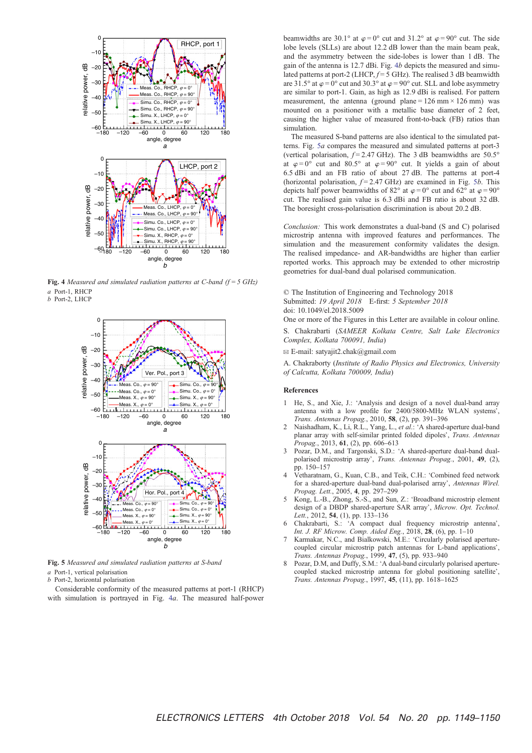RHCP, port 1

relative power, dB

0
−10
−20
−30
−40
−50
−60

−180 −120 −60 0 60 120 180

angle, degree

Meas. Co., RHCP, $\varphi = 0°$
Meas. Co., RHCP, $\varphi = 90°$
Simu. Co., RHCP, $\varphi = 0°$
Simu. Co., RHCP, $\varphi = 90°$
Simu. X., LHCP, $\varphi = 0°$
Simu. X., LHCP, $\varphi = 90°$

*a*

LHCP, port 2

relative power, dB

0
−10
−20
−30
−40
−50
−60

−180 −120 −60 0 60 120 180

angle, degree

Meas. Co., LHCP, $\varphi = 0°$
Meas. Co., LHCP, $\varphi = 90°$
Simu. Co., LHCP, $\varphi = 0°$
Simu. Co., LHCP, $\varphi = 90°$
Simu. X., RHCP, $\varphi = 0°$
Simu. X., RHCP, $\varphi = 90°$

*b*

**Fig. 4** *Measured and simulated radiation patterns at C-band (f = 5 GHz)*

*a* Port-1, RHCP
*b* Port-2, LHCP

Ver. Pol., port 3

relative power, dB

0
−10
−20
−30
−40
−50
−60

−180 −120 −60 0 60 120 180

angle, degree

Meas. Co., $\varphi = 90°$
Meas. Co., $\varphi = 0°$
Meas. X., $\varphi = 90°$
Meas. X., $\varphi = 0°$
Simu. Co., $\varphi = 90°$
Simu. Co., $\varphi = 0°$
Simu. X., $\varphi = 90°$
Simu. X., $\varphi = 0°$

*a*

Hor. Pol., port 4

relative power, dB

0
−10
−20
−30
−40
−50
−60

−180 −120 −60 0 60 120 180

angle, degree

Meas. Co., $\varphi = 90°$
Meas. Co., $\varphi = 0°$
Meas. X., $\varphi = 90°$
Meas. X., $\varphi = 0°$
Simu. Co., $\varphi = 90°$
Simu. Co., $\varphi = 0°$
Simu. X., $\varphi = 90°$
Simu. X., $\varphi = 0°$

*b*

**Fig. 5** *Measured and simulated radiation patterns at S-band*

*a* Port-1, vertical polarisation
*b* Port-2, horizontal polarisation

Considerable conformity of the measured patterns at port-1 (RHCP) with simulation is portrayed in Fig. 4*a*. The measured half-power beamwidths are 30.1° at $\varphi = 0°$ cut and 31.2° at $\varphi = 90°$ cut. The side lobe levels (SLLs) are about 12.2 dB lower than the main beam peak, and the asymmetry between the side-lobes is lower than 1 dB. The gain of the antenna is 12.7 dBi. Fig. 4*b* depicts the measured and simulated patterns at port-2 (LHCP, $f = 5$ GHz). The realised 3 dB beamwidth are 31.5° at $\varphi = 0°$ cut and 30.3° at $\varphi = 90°$ cut. SLL and lobe asymmetry are similar to port-1. Gain, as high as 12.9 dBi is realised. For pattern measurement, the antenna (ground plane = 126 mm × 126 mm) was mounted on a positioner with a metallic base diameter of 2 feet, causing the higher value of measured front-to-back (FB) ratios than simulation.

The measured S-band patterns are also identical to the simulated patterns. Fig. 5*a* compares the measured and simulated patterns at port-3 (vertical polarisation, $f = 2.47$ GHz). The 3 dB beamwidths are 50.5° at $\varphi = 0°$ cut and 80.5° at $\varphi = 90°$ cut. It yields a gain of about 6.5 dBi and an FB ratio of about 27 dB. The patterns at port-4 (horizontal polarisation, $f = 2.47$ GHz) are examined in Fig. 5*b*. This depicts half power beamwidths of 82° at $\varphi = 0°$ cut and 62° at $\varphi = 90°$ cut. The realised gain value is 6.3 dBi and FB ratio is about 32 dB. The boresight cross-polarisation discrimination is about 20.2 dB.

*Conclusion:* This work demonstrates a dual-band (S and C) polarised microstrip antenna with improved features and performances. The simulation and the measurement conformity validates the design. The realised impedance- and AR-bandwidths are higher than earlier reported works. This approach may be extended to other microstrip geometries for dual-band dual polarised communication.

© The Institution of Engineering and Technology 2018
Submitted: *19 April 2018* E-first: *5 September 2018*
doi: 10.1049/el.2018.5009
One or more of the Figures in this Letter are available in colour online.

S. Chakrabarti (*SAMEER Kolkata Centre, Salt Lake Electronics Complex, Kolkata 700091, India*)

✉ E-mail: satyajit2.chak@gmail.com

A. Chakraborty (*Institute of Radio Physics and Electronics, University of Calcutta, Kolkata 700009, India*)

## References

1. He, S., and Xie, J.: ‘Analysis and design of a novel dual-band array antenna with a low profile for 2400/5800-MHz WLAN systems’, *Trans. Antennas Propag.*, 2010, **58**, (2), pp. 391–396
2. Naishadham, K., Li, R.L., Yang, L., *et al.*: ‘A shared-aperture dual-band planar array with self-similar printed folded dipoles’, *Trans. Antennas Propag.*, 2013, **61**, (2), pp. 606–613
3. Pozar, D.M., and Targonski, S.D.: ‘A shared-aperture dual-band dual-polarised microstrip array’, *Trans. Antennas Propag.*, 2001, **49**, (2), pp. 150–157
4. Vetharatnam, G., Kuan, C.B., and Teik, C.H.: ‘Combined feed network for a shared-aperture dual-band dual-polarized array’, *Antennas Wirel. Propag. Lett.*, 2005, **4**, pp. 297–299
5. Kong, L.-B., Zhong, S.-S., and Sun, Z.: ‘Broadband microstrip element design of a DBDP shared-aperture SAR array’, *Microw. Opt. Technol. Lett.*, 2012, **54**, (1), pp. 133–136
6. Chakrabarti, S.: ‘A compact dual frequency microstrip antenna’, *Int. J. RF Microw. Comp. Aided Eng.*, 2018, **28**, (6), pp. 1–10
7. Karmakar, N.C., and Bialkowski, M.E.: ‘Circularly polarised aperture-coupled circular microstrip patch antennas for L-band applications’, *Trans. Antennas Propag.*, 1999, **47**, (5), pp. 933–940
8. Pozar, D.M, and Duffy, S.M.: ‘A dual-band circularly polarised aperture-coupled stacked microstrip antenna for global positioning satellite’, *Trans. Antennas Propag.*, 1997, **45**, (11), pp. 1618–1625